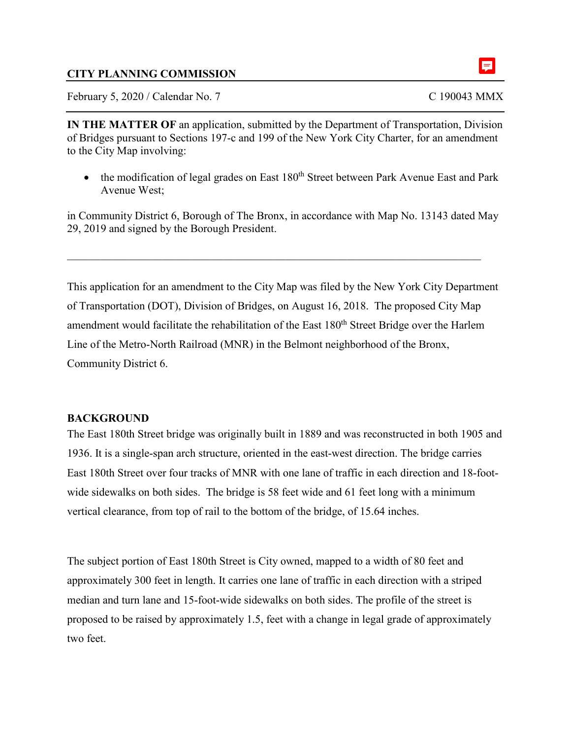**CITY PLANNING COMMISSION**

February 5, 2020 / Calendar No. 7 C 190043 MMX

---

**IN THE MATTER OF** an application, submitted by the Department of Transportation, Division of Bridges pursuant to Sections 197-c and 199 of the New York City Charter, for an amendment to the City Map involving:

- the modification of legal grades on East 180th Street between Park Avenue East and Park Avenue West;

in Community District 6, Borough of The Bronx, in accordance with Map No. 13143 dated May 29, 2019 and signed by the Borough President.

---

This application for an amendment to the City Map was filed by the New York City Department of Transportation (DOT), Division of Bridges, on August 16, 2018. The proposed City Map amendment would facilitate the rehabilitation of the East 180th Street Bridge over the Harlem Line of the Metro-North Railroad (MNR) in the Belmont neighborhood of the Bronx, Community District 6.

## BACKGROUND

The East 180th Street bridge was originally built in 1889 and was reconstructed in both 1905 and 1936. It is a single-span arch structure, oriented in the east-west direction. The bridge carries East 180th Street over four tracks of MNR with one lane of traffic in each direction and 18-foot-wide sidewalks on both sides. The bridge is 58 feet wide and 61 feet long with a minimum vertical clearance, from top of rail to the bottom of the bridge, of 15.64 inches.

The subject portion of East 180th Street is City owned, mapped to a width of 80 feet and approximately 300 feet in length. It carries one lane of traffic in each direction with a striped median and turn lane and 15-foot-wide sidewalks on both sides. The profile of the street is proposed to be raised by approximately 1.5, feet with a change in legal grade of approximately two feet.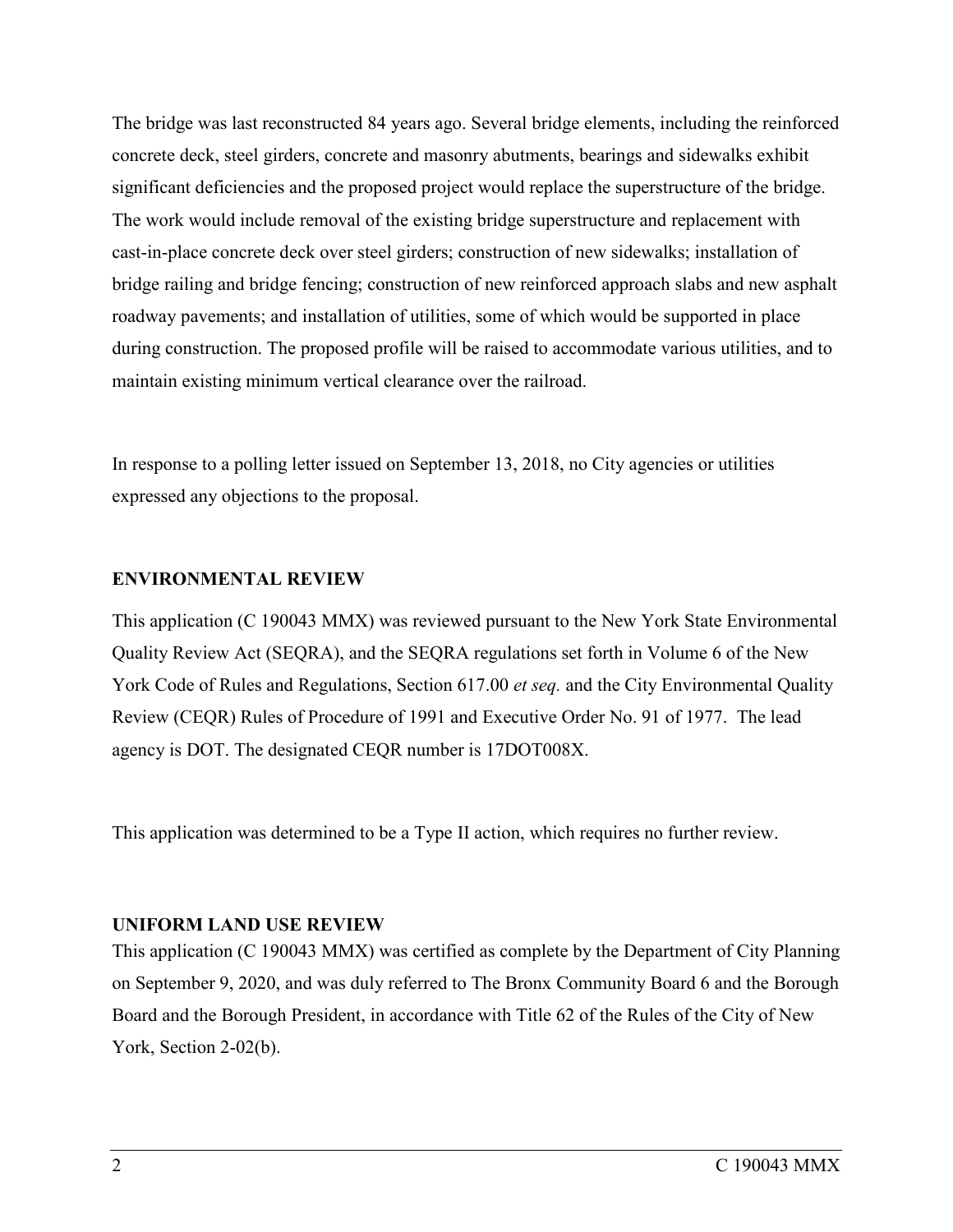The bridge was last reconstructed 84 years ago. Several bridge elements, including the reinforced concrete deck, steel girders, concrete and masonry abutments, bearings and sidewalks exhibit significant deficiencies and the proposed project would replace the superstructure of the bridge. The work would include removal of the existing bridge superstructure and replacement with cast-in-place concrete deck over steel girders; construction of new sidewalks; installation of bridge railing and bridge fencing; construction of new reinforced approach slabs and new asphalt roadway pavements; and installation of utilities, some of which would be supported in place during construction. The proposed profile will be raised to accommodate various utilities, and to maintain existing minimum vertical clearance over the railroad.

In response to a polling letter issued on September 13, 2018, no City agencies or utilities expressed any objections to the proposal.

**ENVIRONMENTAL REVIEW**

This application (C 190043 MMX) was reviewed pursuant to the New York State Environmental Quality Review Act (SEQRA), and the SEQRA regulations set forth in Volume 6 of the New York Code of Rules and Regulations, Section 617.00 *et seq.* and the City Environmental Quality Review (CEQR) Rules of Procedure of 1991 and Executive Order No. 91 of 1977. The lead agency is DOT. The designated CEQR number is 17DOT008X.

This application was determined to be a Type II action, which requires no further review.

**UNIFORM LAND USE REVIEW**

This application (C 190043 MMX) was certified as complete by the Department of City Planning on September 9, 2020, and was duly referred to The Bronx Community Board 6 and the Borough Board and the Borough President, in accordance with Title 62 of the Rules of the City of New York, Section 2-02(b).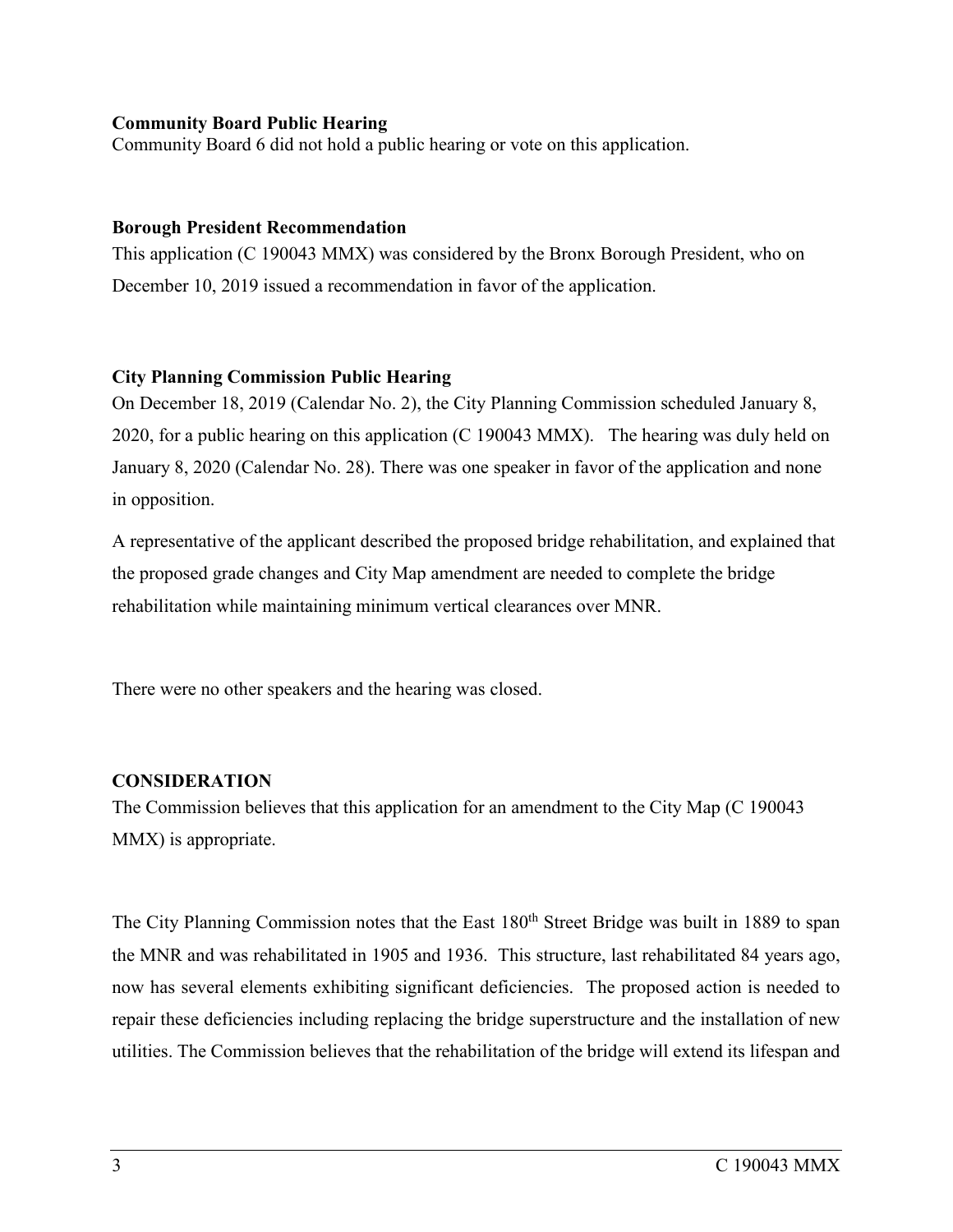**Community Board Public Hearing**

Community Board 6 did not hold a public hearing or vote on this application.

**Borough President Recommendation**

This application (C 190043 MMX) was considered by the Bronx Borough President, who on December 10, 2019 issued a recommendation in favor of the application.

**City Planning Commission Public Hearing**

On December 18, 2019 (Calendar No. 2), the City Planning Commission scheduled January 8, 2020, for a public hearing on this application (C 190043 MMX). The hearing was duly held on January 8, 2020 (Calendar No. 28). There was one speaker in favor of the application and none in opposition.

A representative of the applicant described the proposed bridge rehabilitation, and explained that the proposed grade changes and City Map amendment are needed to complete the bridge rehabilitation while maintaining minimum vertical clearances over MNR.

There were no other speakers and the hearing was closed.

**CONSIDERATION**

The Commission believes that this application for an amendment to the City Map (C 190043 MMX) is appropriate.

The City Planning Commission notes that the East 180th Street Bridge was built in 1889 to span the MNR and was rehabilitated in 1905 and 1936. This structure, last rehabilitated 84 years ago, now has several elements exhibiting significant deficiencies. The proposed action is needed to repair these deficiencies including replacing the bridge superstructure and the installation of new utilities. The Commission believes that the rehabilitation of the bridge will extend its lifespan and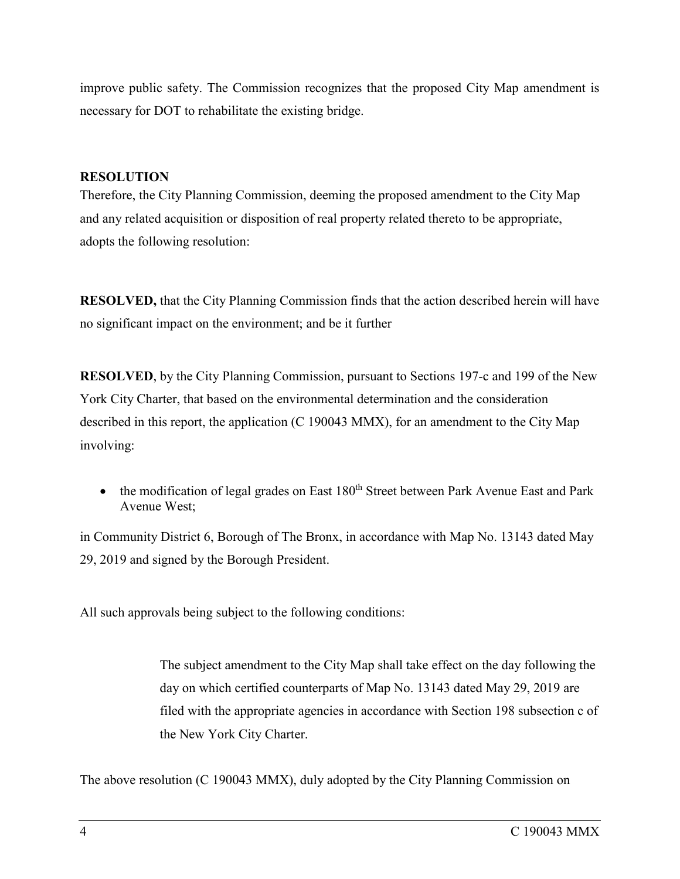improve public safety. The Commission recognizes that the proposed City Map amendment is necessary for DOT to rehabilitate the existing bridge.

## RESOLUTION

Therefore, the City Planning Commission, deeming the proposed amendment to the City Map and any related acquisition or disposition of real property related thereto to be appropriate, adopts the following resolution:

**RESOLVED,** that the City Planning Commission finds that the action described herein will have no significant impact on the environment; and be it further

**RESOLVED**, by the City Planning Commission, pursuant to Sections 197-c and 199 of the New York City Charter, that based on the environmental determination and the consideration described in this report, the application (C 190043 MMX), for an amendment to the City Map involving:

- the modification of legal grades on East 180th Street between Park Avenue East and Park Avenue West;

in Community District 6, Borough of The Bronx, in accordance with Map No. 13143 dated May 29, 2019 and signed by the Borough President.

All such approvals being subject to the following conditions:

> The subject amendment to the City Map shall take effect on the day following the day on which certified counterparts of Map No. 13143 dated May 29, 2019 are filed with the appropriate agencies in accordance with Section 198 subsection c of the New York City Charter.

The above resolution (C 190043 MMX), duly adopted by the City Planning Commission on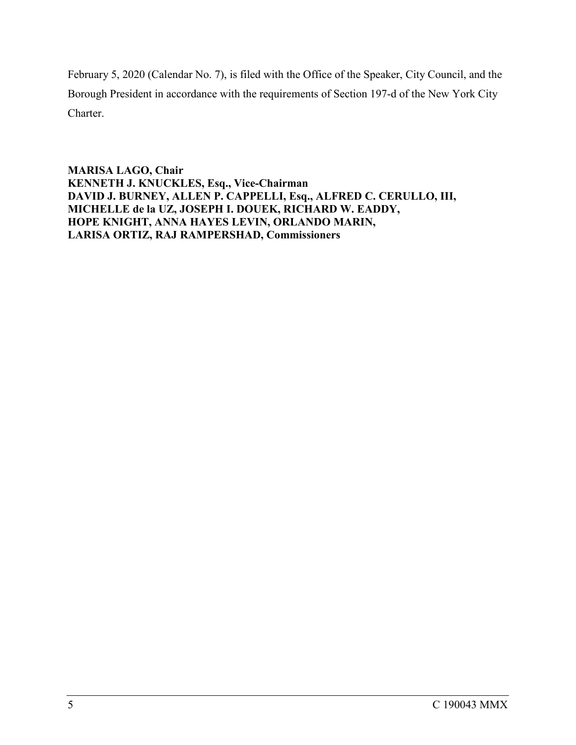February 5, 2020 (Calendar No. 7), is filed with the Office of the Speaker, City Council, and the Borough President in accordance with the requirements of Section 197-d of the New York City Charter.

**MARISA LAGO, Chair**
**KENNETH J. KNUCKLES, Esq., Vice-Chairman**
**DAVID J. BURNEY, ALLEN P. CAPPELLI, Esq., ALFRED C. CERULLO, III, MICHELLE de la UZ, JOSEPH I. DOUEK, RICHARD W. EADDY, HOPE KNIGHT, ANNA HAYES LEVIN, ORLANDO MARIN, LARISA ORTIZ, RAJ RAMPERSHAD, Commissioners**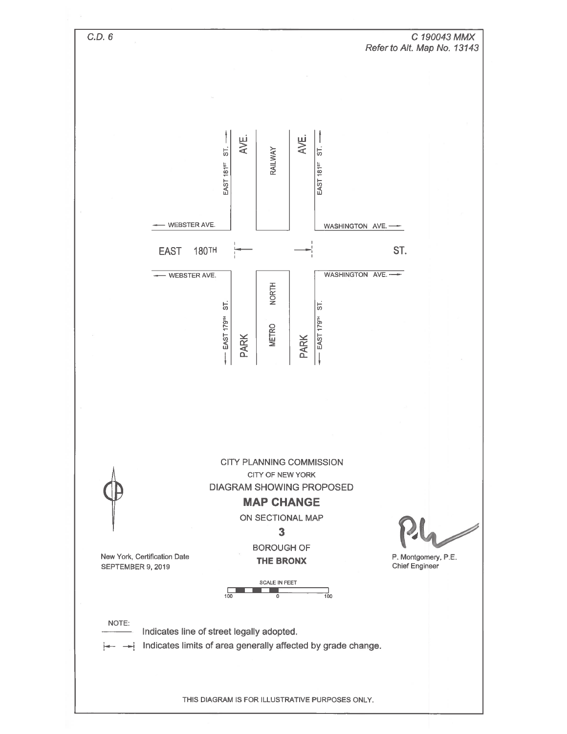C.D. 6

C 190043 MMX
*Refer to Alt. Map No. 13143*

EAST 181ST ST.
AVE.
RAILWAY
AVE.
EAST 181ST ST.

WEBSTER AVE.
WASHINGTON AVE.

EAST 180TH ST.

WEBSTER AVE.
WASHINGTON AVE.

EAST 179TH ST.
PARK
METRO NORTH
PARK
EAST 179TH ST.

CITY PLANNING COMMISSION

CITY OF NEW YORK

DIAGRAM SHOWING PROPOSED

**MAP CHANGE**

ON SECTIONAL MAP

**3**

BOROUGH OF

**THE BRONX**

New York, Certification Date
SEPTEMBER 9, 2019

P. Montgomery, P.E.
Chief Engineer

SCALE IN FEET
100 0 100

NOTE:

——— Indicates line of street legally adopted.

|← →| Indicates limits of area generally affected by grade change.

THIS DIAGRAM IS FOR ILLUSTRATIVE PURPOSES ONLY.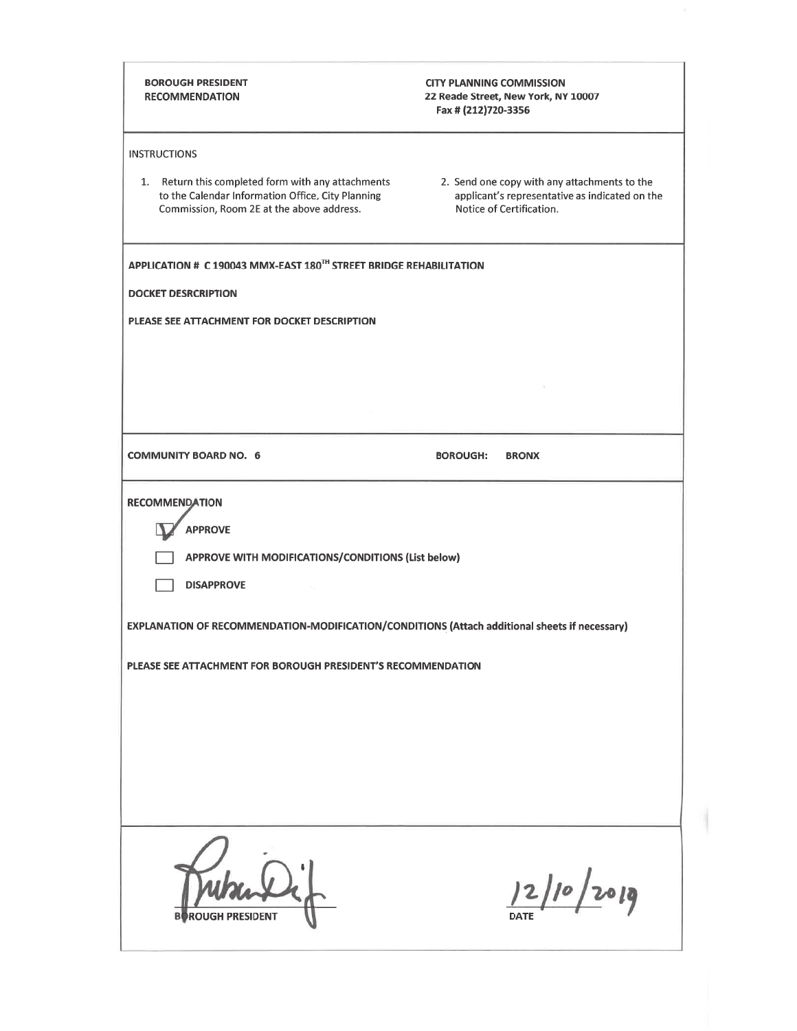**BOROUGH PRESIDENT RECOMMENDATION**

**CITY PLANNING COMMISSION**
**22 Reade Street, New York, NY 10007**
**Fax # (212)720-3356**

INSTRUCTIONS

1. Return this completed form with any attachments to the Calendar Information Office, City Planning Commission, Room 2E at the above address.
2. Send one copy with any attachments to the applicant's representative as indicated on the Notice of Certification.

**APPLICATION # C 190043 MMX-EAST 180TH STREET BRIDGE REHABILITATION**

**DOCKET DESRCRIPTION**

**PLEASE SEE ATTACHMENT FOR DOCKET DESCRIPTION**

**COMMUNITY BOARD NO. 6** **BOROUGH: BRONX**

**RECOMMENDATION**

- [x] **APPROVE**
- [ ] **APPROVE WITH MODIFICATIONS/CONDITIONS (List below)**
- [ ] **DISAPPROVE**

**EXPLANATION OF RECOMMENDATION-MODIFICATION/CONDITIONS (Attach additional sheets if necessary)**

**PLEASE SEE ATTACHMENT FOR BOROUGH PRESIDENT'S RECOMMENDATION**

BOROUGH PRESIDENT

12/10/2019
DATE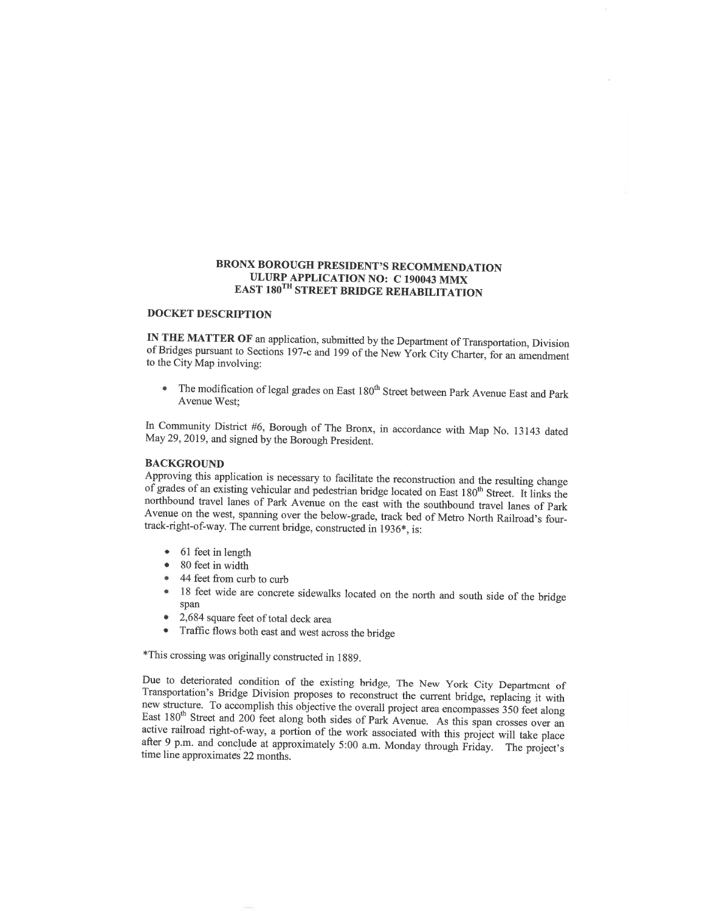# BRONX BOROUGH PRESIDENT'S RECOMMENDATION
# ULURP APPLICATION NO: C 190043 MMX
# EAST 180TH STREET BRIDGE REHABILITATION

## DOCKET DESCRIPTION

**IN THE MATTER OF** an application, submitted by the Department of Transportation, Division of Bridges pursuant to Sections 197-c and 199 of the New York City Charter, for an amendment to the City Map involving:

- The modification of legal grades on East 180th Street between Park Avenue East and Park Avenue West;

In Community District #6, Borough of The Bronx, in accordance with Map No. 13143 dated May 29, 2019, and signed by the Borough President.

## BACKGROUND

Approving this application is necessary to facilitate the reconstruction and the resulting change of grades of an existing vehicular and pedestrian bridge located on East 180th Street. It links the northbound travel lanes of Park Avenue on the east with the southbound travel lanes of Park Avenue on the west, spanning over the below-grade, track bed of Metro North Railroad's four-track-right-of-way. The current bridge, constructed in 1936*, is:

- 61 feet in length
- 80 feet in width
- 44 feet from curb to curb
- 18 feet wide are concrete sidewalks located on the north and south side of the bridge span
- 2,684 square feet of total deck area
- Traffic flows both east and west across the bridge

*This crossing was originally constructed in 1889.

Due to deteriorated condition of the existing bridge, The New York City Department of Transportation's Bridge Division proposes to reconstruct the current bridge, replacing it with new structure. To accomplish this objective the overall project area encompasses 350 feet along East 180th Street and 200 feet along both sides of Park Avenue. As this span crosses over an active railroad right-of-way, a portion of the work associated with this project will take place after 9 p.m. and conclude at approximately 5:00 a.m. Monday through Friday. The project's time line approximates 22 months.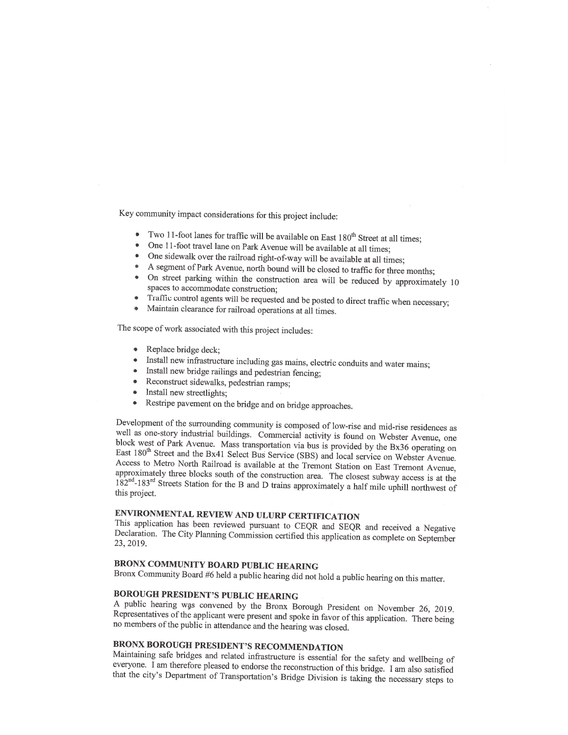Key community impact considerations for this project include:

- Two 11-foot lanes for traffic will be available on East 180th Street at all times;
- One 11-foot travel lane on Park Avenue will be available at all times;
- One sidewalk over the railroad right-of-way will be available at all times;
- A segment of Park Avenue, north bound will be closed to traffic for three months;
- On street parking within the construction area will be reduced by approximately 10 spaces to accommodate construction;
- Traffic control agents will be requested and be posted to direct traffic when necessary;
- Maintain clearance for railroad operations at all times.

The scope of work associated with this project includes:

- Replace bridge deck;
- Install new infrastructure including gas mains, electric conduits and water mains;
- Install new bridge railings and pedestrian fencing;
- Reconstruct sidewalks, pedestrian ramps;
- Install new streetlights;
- Restripe pavement on the bridge and on bridge approaches.

Development of the surrounding community is composed of low-rise and mid-rise residences as well as one-story industrial buildings. Commercial activity is found on Webster Avenue, one block west of Park Avenue. Mass transportation via bus is provided by the Bx36 operating on East 180th Street and the Bx41 Select Bus Service (SBS) and local service on Webster Avenue. Access to Metro North Railroad is available at the Tremont Station on East Tremont Avenue, approximately three blocks south of the construction area. The closest subway access is at the 182nd-183rd Streets Station for the B and D trains approximately a half mile uphill northwest of this project.

## ENVIRONMENTAL REVIEW AND ULURP CERTIFICATION

This application has been reviewed pursuant to CEQR and SEQR and received a Negative Declaration. The City Planning Commission certified this application as complete on September 23, 2019.

## BRONX COMMUNITY BOARD PUBLIC HEARING

Bronx Community Board #6 held a public hearing did not hold a public hearing on this matter.

## BOROUGH PRESIDENT'S PUBLIC HEARING

A public hearing was convened by the Bronx Borough President on November 26, 2019. Representatives of the applicant were present and spoke in favor of this application. There being no members of the public in attendance and the hearing was closed.

## BRONX BOROUGH PRESIDENT'S RECOMMENDATION

Maintaining safe bridges and related infrastructure is essential for the safety and wellbeing of everyone. I am therefore pleased to endorse the reconstruction of this bridge. I am also satisfied that the city's Department of Transportation's Bridge Division is taking the necessary steps to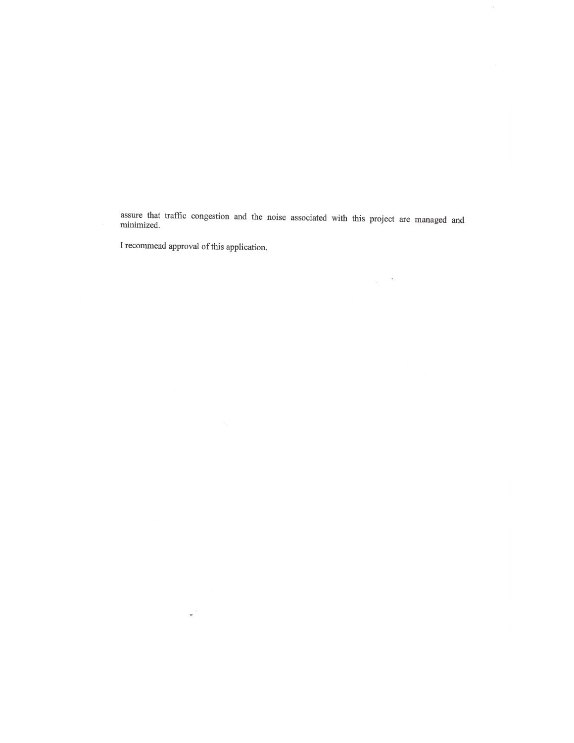assure that traffic congestion and the noise associated with this project are managed and minimized.

I recommend approval of this application.